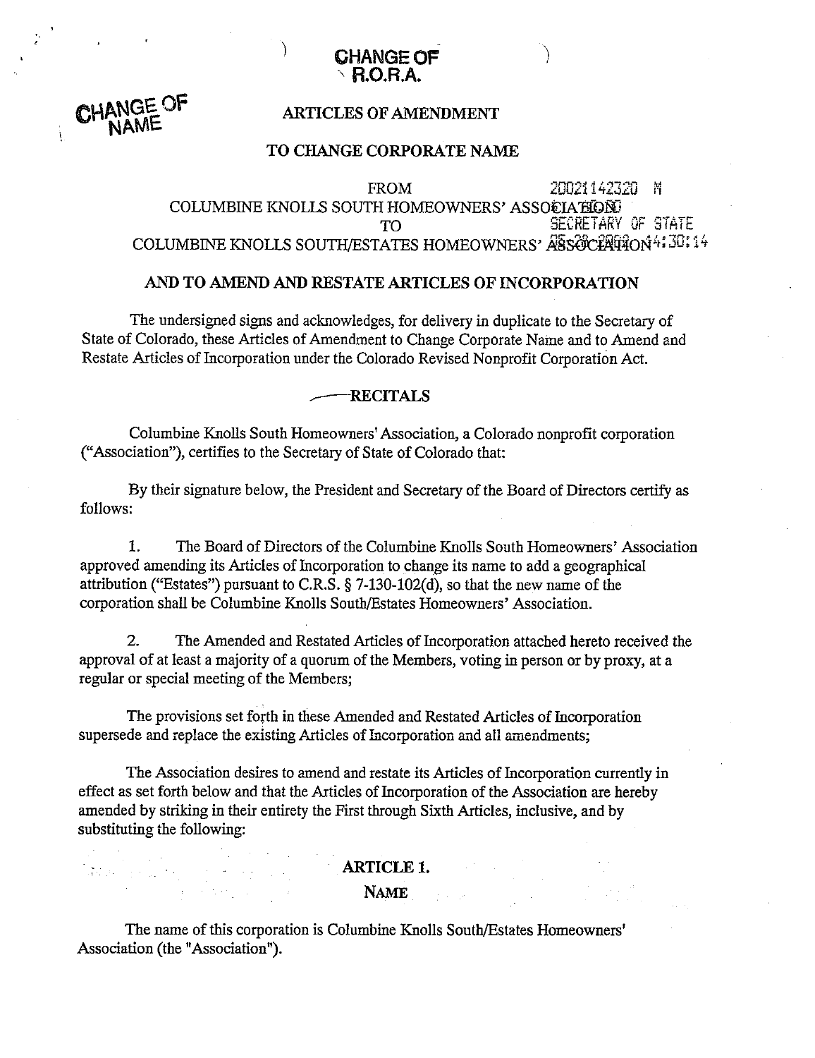CHANGE OF R.O.R.A.

CHANGE OF NAME

## ARTICLES OF AMENDMENT

## TO CHANGE CORPORATE NAME

FROM 20021142320 M
COLUMBINE KNOLLS SOUTH HOMEOWNERS' ASSOCIATION
TO SECRETARY OF STATE
COLUMBINE KNOLLS SOUTH/ESTATES HOMEOWNERS' ASSOCIATION 05-28-2002 14:30:14

## AND TO AMEND AND RESTATE ARTICLES OF INCORPORATION

The undersigned signs and acknowledges, for delivery in duplicate to the Secretary of State of Colorado, these Articles of Amendment to Change Corporate Name and to Amend and Restate Articles of Incorporation under the Colorado Revised Nonprofit Corporation Act.

### RECITALS

Columbine Knolls South Homeowners' Association, a Colorado nonprofit corporation ("Association"), certifies to the Secretary of State of Colorado that:

By their signature below, the President and Secretary of the Board of Directors certify as follows:

1. The Board of Directors of the Columbine Knolls South Homeowners' Association approved amending its Articles of Incorporation to change its name to add a geographical attribution ("Estates") pursuant to C.R.S. § 7-130-102(d), so that the new name of the corporation shall be Columbine Knolls South/Estates Homeowners' Association.

2. The Amended and Restated Articles of Incorporation attached hereto received the approval of at least a majority of a quorum of the Members, voting in person or by proxy, at a regular or special meeting of the Members;

The provisions set forth in these Amended and Restated Articles of Incorporation supersede and replace the existing Articles of Incorporation and all amendments;

The Association desires to amend and restate its Articles of Incorporation currently in effect as set forth below and that the Articles of Incorporation of the Association are hereby amended by striking in their entirety the First through Sixth Articles, inclusive, and by substituting the following:

### ARTICLE 1.

### NAME

The name of this corporation is Columbine Knolls South/Estates Homeowners' Association (the "Association").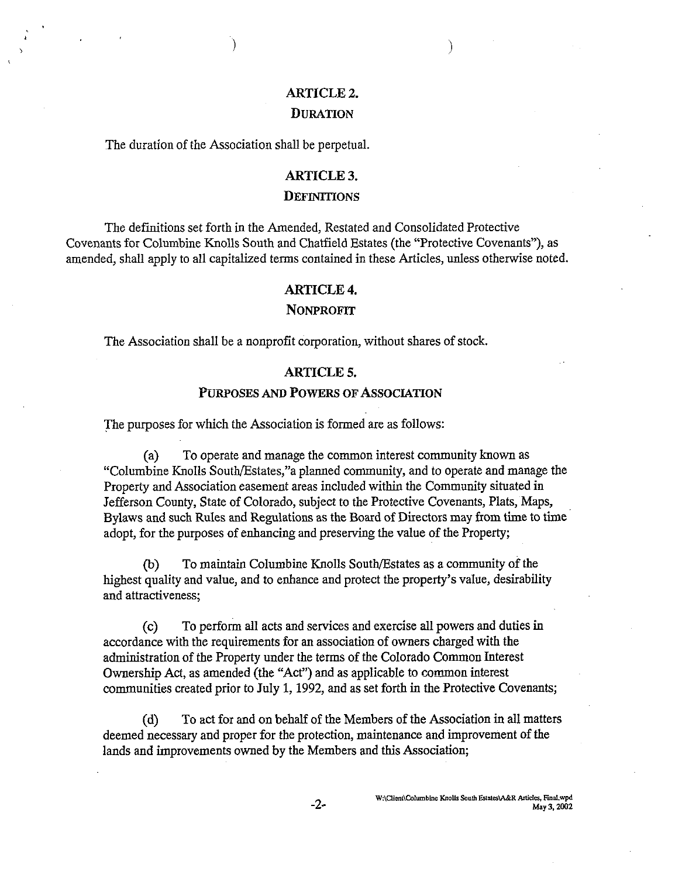## ARTICLE 2.

## DURATION

The duration of the Association shall be perpetual.

## ARTICLE 3.

## DEFINITIONS

The definitions set forth in the Amended, Restated and Consolidated Protective Covenants for Columbine Knolls South and Chatfield Estates (the "Protective Covenants"), as amended, shall apply to all capitalized terms contained in these Articles, unless otherwise noted.

## ARTICLE 4.

## NONPROFIT

The Association shall be a nonprofit corporation, without shares of stock.

## ARTICLE 5.

## PURPOSES AND POWERS OF ASSOCIATION

The purposes for which the Association is formed are as follows:

(a) To operate and manage the common interest community known as "Columbine Knolls South/Estates,"a planned community, and to operate and manage the Property and Association easement areas included within the Community situated in Jefferson County, State of Colorado, subject to the Protective Covenants, Plats, Maps, Bylaws and such Rules and Regulations as the Board of Directors may from time to time adopt, for the purposes of enhancing and preserving the value of the Property;

(b) To maintain Columbine Knolls South/Estates as a community of the highest quality and value, and to enhance and protect the property's value, desirability and attractiveness;

(c) To perform all acts and services and exercise all powers and duties in accordance with the requirements for an association of owners charged with the administration of the Property under the terms of the Colorado Common Interest Ownership Act, as amended (the "Act") and as applicable to common interest communities created prior to July 1, 1992, and as set forth in the Protective Covenants;

(d) To act for and on behalf of the Members of the Association in all matters deemed necessary and proper for the protection, maintenance and improvement of the lands and improvements owned by the Members and this Association;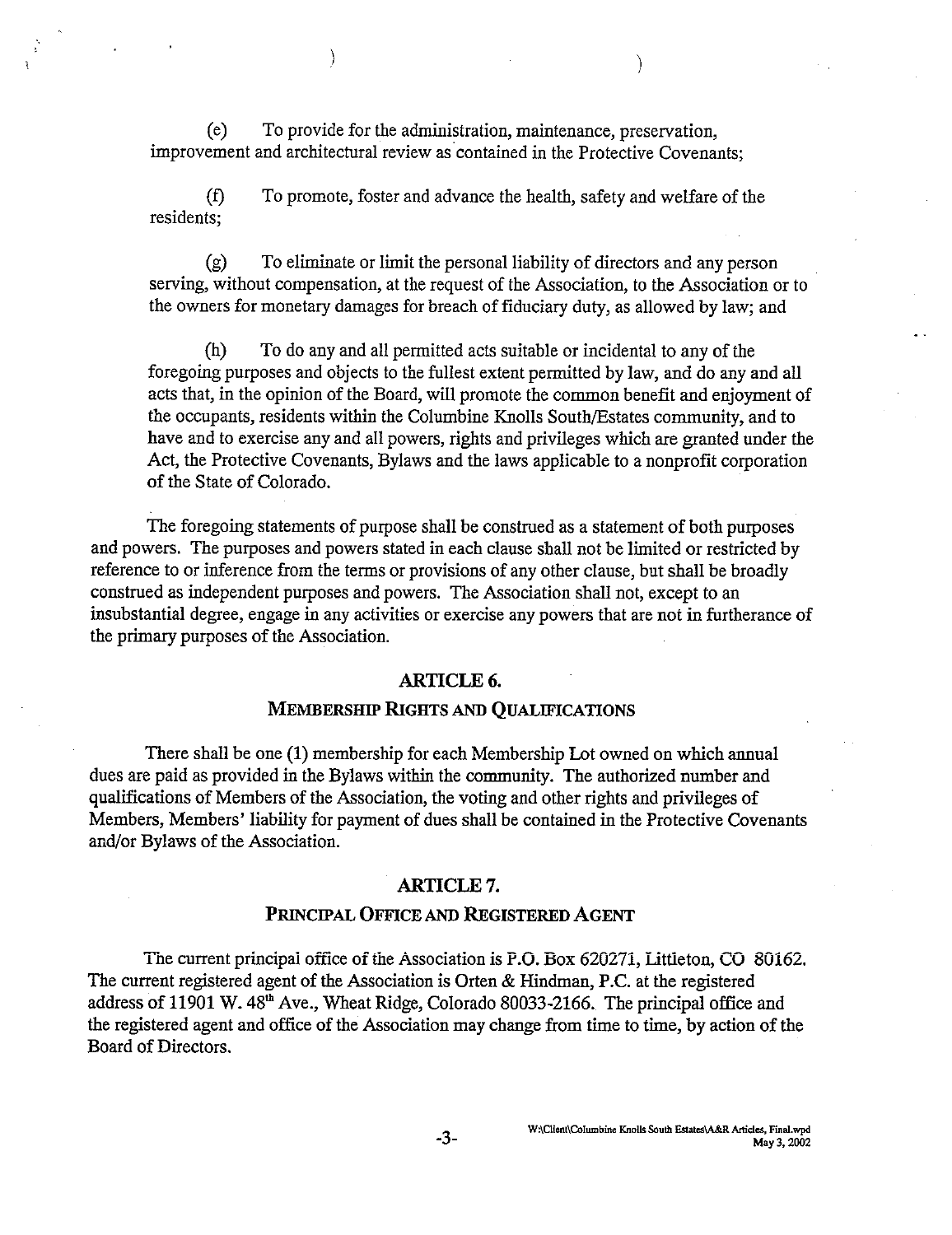(e) To provide for the administration, maintenance, preservation, improvement and architectural review as contained in the Protective Covenants;

(f) To promote, foster and advance the health, safety and welfare of the residents;

(g) To eliminate or limit the personal liability of directors and any person serving, without compensation, at the request of the Association, to the Association or to the owners for monetary damages for breach of fiduciary duty, as allowed by law; and

(h) To do any and all permitted acts suitable or incidental to any of the foregoing purposes and objects to the fullest extent permitted by law, and do any and all acts that, in the opinion of the Board, will promote the common benefit and enjoyment of the occupants, residents within the Columbine Knolls South/Estates community, and to have and to exercise any and all powers, rights and privileges which are granted under the Act, the Protective Covenants, Bylaws and the laws applicable to a nonprofit corporation of the State of Colorado.

The foregoing statements of purpose shall be construed as a statement of both purposes and powers. The purposes and powers stated in each clause shall not be limited or restricted by reference to or inference from the terms or provisions of any other clause, but shall be broadly construed as independent purposes and powers. The Association shall not, except to an insubstantial degree, engage in any activities or exercise any powers that are not in furtherance of the primary purposes of the Association.

## ARTICLE 6.

## MEMBERSHIP RIGHTS AND QUALIFICATIONS

There shall be one (1) membership for each Membership Lot owned on which annual dues are paid as provided in the Bylaws within the community. The authorized number and qualifications of Members of the Association, the voting and other rights and privileges of Members, Members' liability for payment of dues shall be contained in the Protective Covenants and/or Bylaws of the Association.

## ARTICLE 7.

## PRINCIPAL OFFICE AND REGISTERED AGENT

The current principal office of the Association is P.O. Box 620271, Littleton, CO 80162. The current registered agent of the Association is Orten & Hindman, P.C. at the registered address of 11901 W. 48th Ave., Wheat Ridge, Colorado 80033-2166. The principal office and the registered agent and office of the Association may change from time to time, by action of the Board of Directors.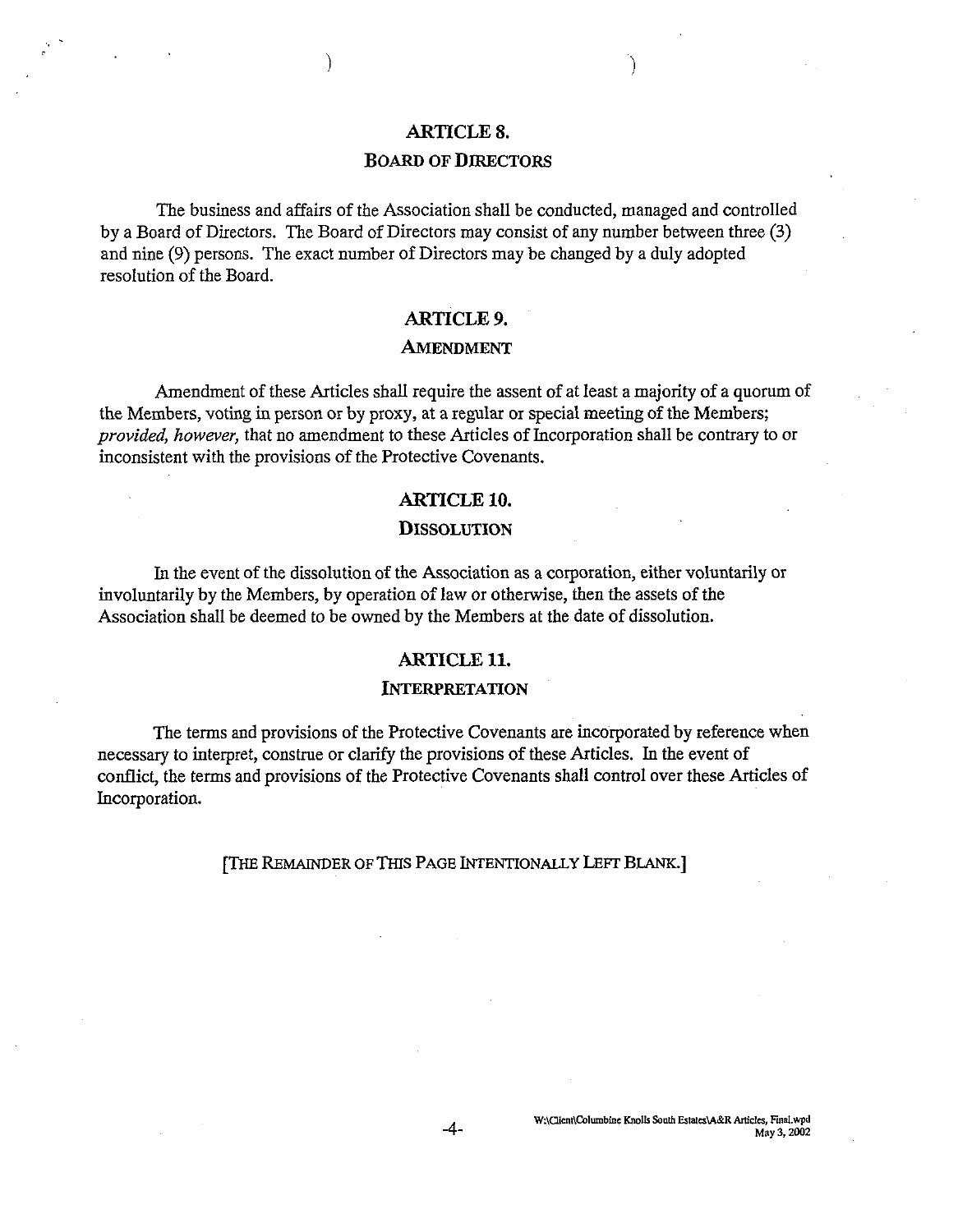## ARTICLE 8.

### BOARD OF DIRECTORS

The business and affairs of the Association shall be conducted, managed and controlled by a Board of Directors. The Board of Directors may consist of any number between three (3) and nine (9) persons. The exact number of Directors may be changed by a duly adopted resolution of the Board.

## ARTICLE 9.

### AMENDMENT

Amendment of these Articles shall require the assent of at least a majority of a quorum of the Members, voting in person or by proxy, at a regular or special meeting of the Members; *provided, however,* that no amendment to these Articles of Incorporation shall be contrary to or inconsistent with the provisions of the Protective Covenants.

## ARTICLE 10.

### DISSOLUTION

In the event of the dissolution of the Association as a corporation, either voluntarily or involuntarily by the Members, by operation of law or otherwise, then the assets of the Association shall be deemed to be owned by the Members at the date of dissolution.

## ARTICLE 11.

### INTERPRETATION

The terms and provisions of the Protective Covenants are incorporated by reference when necessary to interpret, construe or clarify the provisions of these Articles. In the event of conflict, the terms and provisions of the Protective Covenants shall control over these Articles of Incorporation.

[THE REMAINDER OF THIS PAGE INTENTIONALLY LEFT BLANK.]

W:\Client\Columbine Knolls South Estates\A&R Articles, Final.wpd
May 3, 2002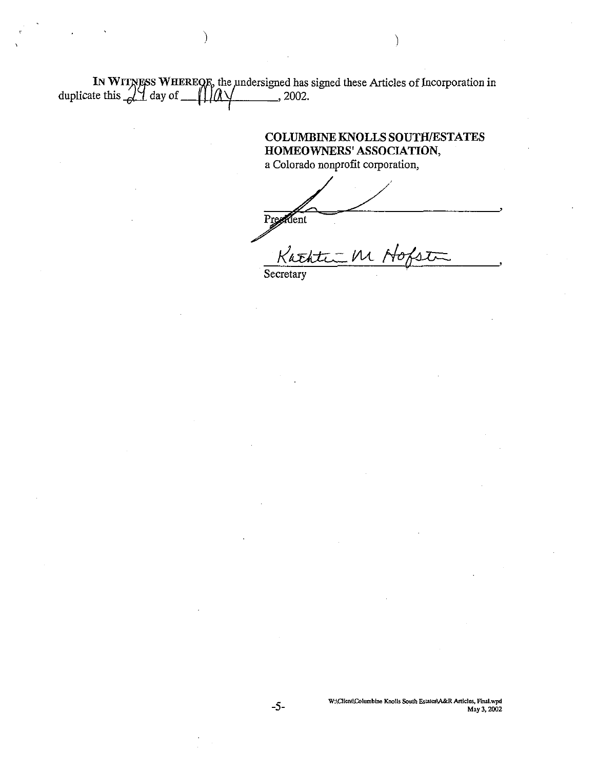IN WITNESS WHEREOF, the undersigned has signed these Articles of Incorporation in duplicate this 24 day of May, 2002.

**COLUMBINE KNOLLS SOUTH/ESTATES HOMEOWNERS' ASSOCIATION,**
a Colorado nonprofit corporation,

______________________________,
President

Kathleen M Hofstra,
Secretary

W:\Client\Columbine Knolls South Estates\A&R Articles, Final.wpd
May 3, 2002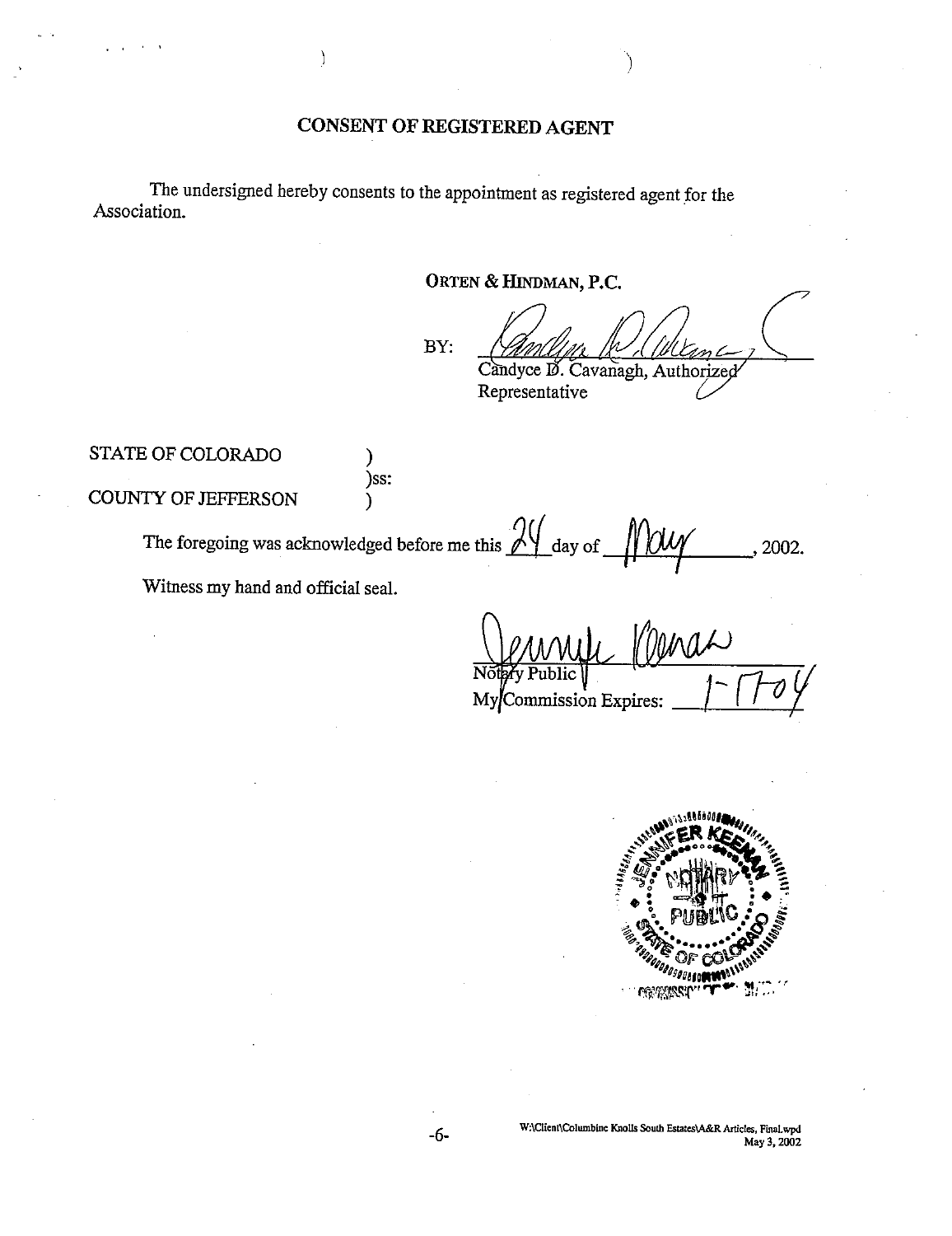# CONSENT OF REGISTERED AGENT

The undersigned hereby consents to the appointment as registered agent for the Association.

**ORTEN & HINDMAN, P.C.**

BY: ______________________
Candyce D. Cavanagh, Authorized Representative

STATE OF COLORADO )
)ss:
COUNTY OF JEFFERSON )

The foregoing was acknowledged before me this 24 day of May, 2002.

Witness my hand and official seal.

______________________
Notary Public
My Commission Expires: 1-17-04

JENNIFER KEENAN
NOTARY PUBLIC
STATE OF COLORADO

W:\Client\Columbine Knolls South Estates\A&R Articles, Final.wpd
May 3, 2002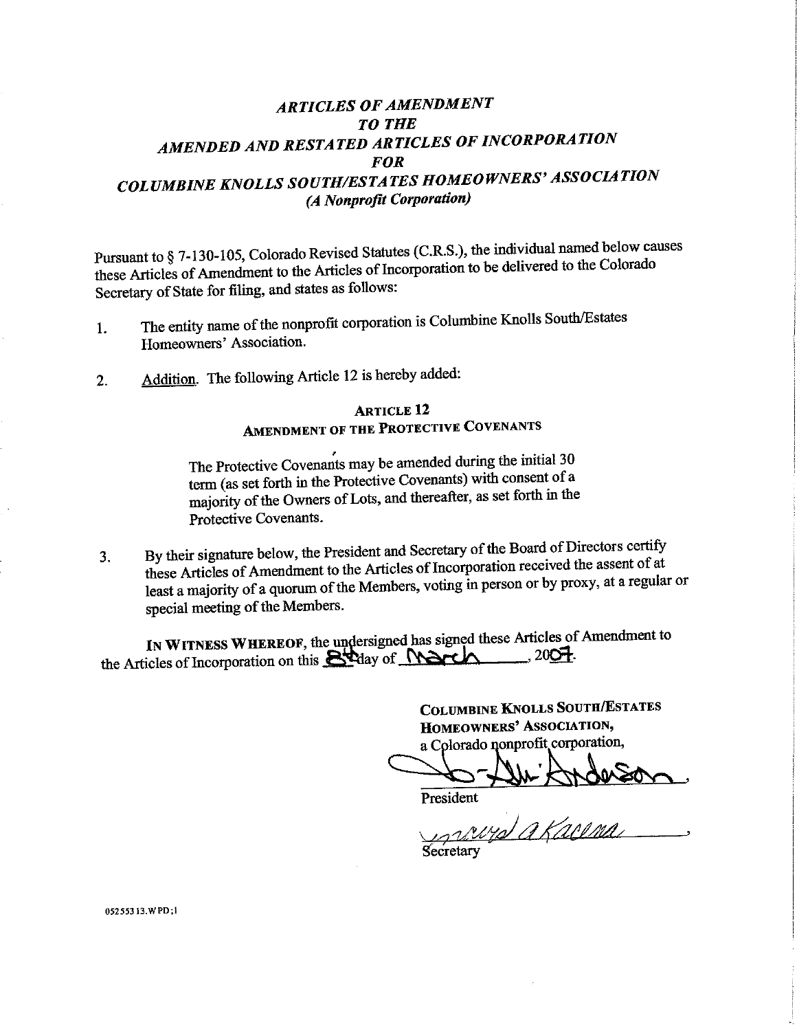# *ARTICLES OF AMENDMENT*
# *TO THE*
# *AMENDED AND RESTATED ARTICLES OF INCORPORATION*
# *FOR*
# *COLUMBINE KNOLLS SOUTH/ESTATES HOMEOWNERS' ASSOCIATION*
*(A Nonprofit Corporation)*

Pursuant to § 7-130-105, Colorado Revised Statutes (C.R.S.), the individual named below causes these Articles of Amendment to the Articles of Incorporation to be delivered to the Colorado Secretary of State for filing, and states as follows:

1. The entity name of the nonprofit corporation is Columbine Knolls South/Estates Homeowners' Association.

2. Addition. The following Article 12 is hereby added:

**ARTICLE 12**
**AMENDMENT OF THE PROTECTIVE COVENANTS**

> The Protective Covenants may be amended during the initial 30 term (as set forth in the Protective Covenants) with consent of a majority of the Owners of Lots, and thereafter, as set forth in the Protective Covenants.

3. By their signature below, the President and Secretary of the Board of Directors certify these Articles of Amendment to the Articles of Incorporation received the assent of at least a majority of a quorum of the Members, voting in person or by proxy, at a regular or special meeting of the Members.

**IN WITNESS WHEREOF**, the undersigned has signed these Articles of Amendment to the Articles of Incorporation on this 8th day of March, 2007.

**COLUMBINE KNOLLS SOUTH/ESTATES HOMEOWNERS' ASSOCIATION,**
a Colorado nonprofit corporation,

Jo-Ann Anderson,
President

Marilyn A Kacena,
Secretary

05255313.WPD;1